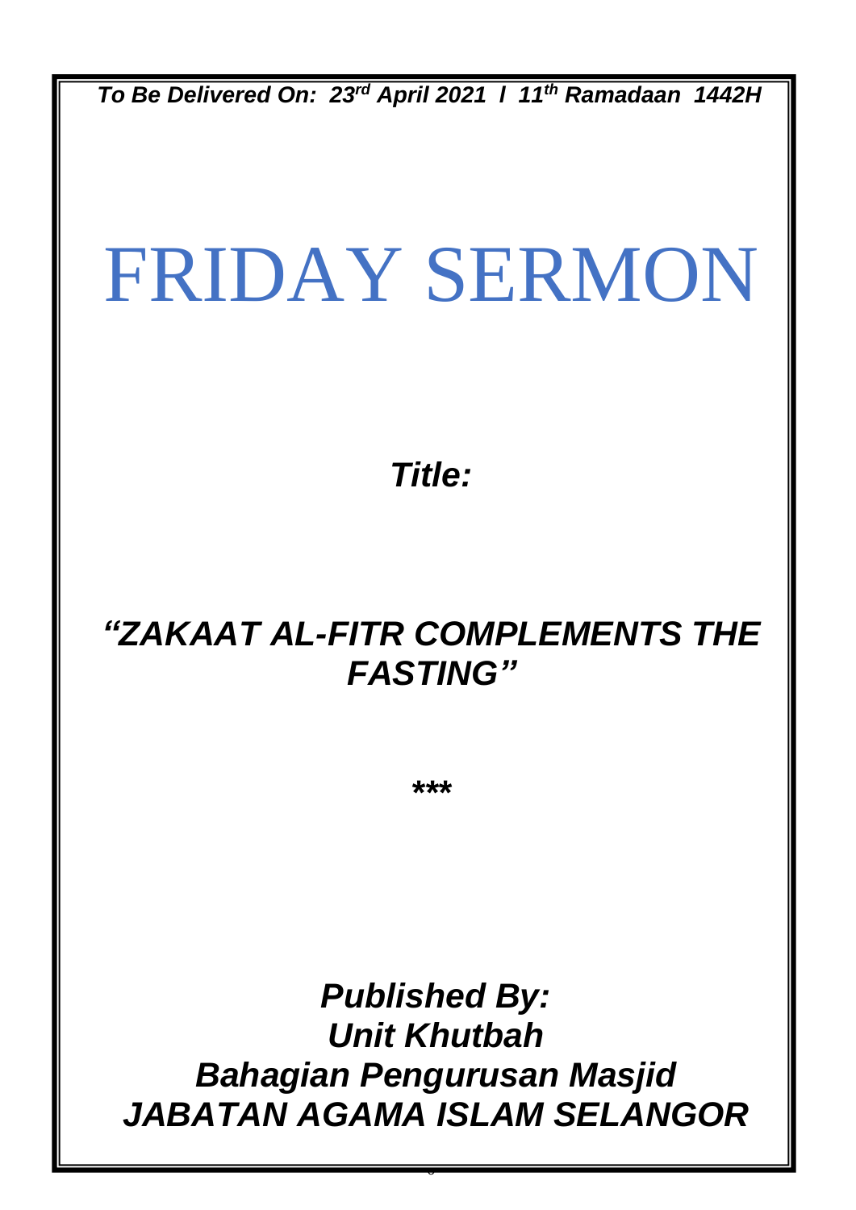***To Be Delivered On: 23rd April 2021 / 11th Ramadaan 1442H***

# FRIDAY SERMON

***Title:***

## *"ZAKAAT AL-FITR COMPLEMENTS THE FASTING"*

*****

***Published By:***
***Unit Khutbah***
***Bahagian Pengurusan Masjid***
***JABATAN AGAMA ISLAM SELANGOR***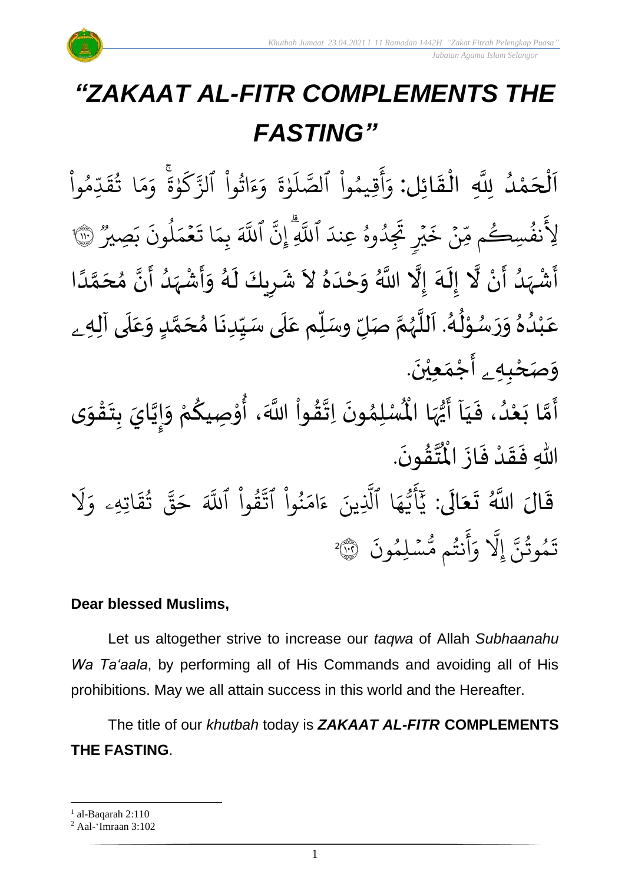# *"ZAKAAT AL-FITR COMPLEMENTS THE FASTING"*

اَلْحَمْدُ لِلَّهِ الْقَائِلِ: وَأَقِيمُواْ ٱلصَّلَوٰةَ وَءَاتُواْ ٱلزَّكَوٰةَۚ وَمَا تُقَدِّمُواْ لِأَنفُسِكُم مِّنۡ خَيۡرٖ تَجِدُوهُ عِندَ ٱللَّهِۗ إِنَّ ٱللَّهَ بِمَا تَعۡمَلُونَ بَصِيرٞ ١١٠[1] أَشْهَدُ أَنْ لَّا إِلَهَ إِلَّا اللَّهُ وَحْدَهُ لاَ شَرِيكَ لَهُ وَأَشْهَدُ أَنَّ مُحَمَّدًا عَبْدُهُ وَرَسُوْلُهُ. اَللَّهُمَّ صَلِّ وسَلِّم عَلَى سَيِّدِنَا مُحَمَّدٍ وَعَلَى آلِهِ وَصَحْبِهِ أَجْمَعِيْنَ.

أَمَّا بَعْدُ، فَيَا أَيُّهَا الْمُسْلِمُونَ اِتَّقُواْ اللَّهَ، أُوْصِيكُمْ وَإِيَّايَ بِتَقْوَى اللهِ فَقَدْ فَازَ الْمُتَّقُونَ.

قَالَ اللَّهُ تَعَالَى: يَٰٓأَيُّهَا ٱلَّذِينَ ءَامَنُواْ ٱتَّقُواْ ٱللَّهَ حَقَّ تُقَاتِهِۦ وَلَا تَمُوتُنَّ إِلَّا وَأَنتُم مُّسۡلِمُونَ ١٠٢[2]

**Dear blessed Muslims,**

Let us altogether strive to increase our *taqwa* of Allah *Subhaanahu Wa Ta'aala*, by performing all of His Commands and avoiding all of His prohibitions. May we all attain success in this world and the Hereafter.

The title of our *khutbah* today is ***ZAKAAT AL-FITR*** **COMPLEMENTS THE FASTING**.

---

[1] al-Baqarah 2:110
[2] Aal-'Imraan 3:102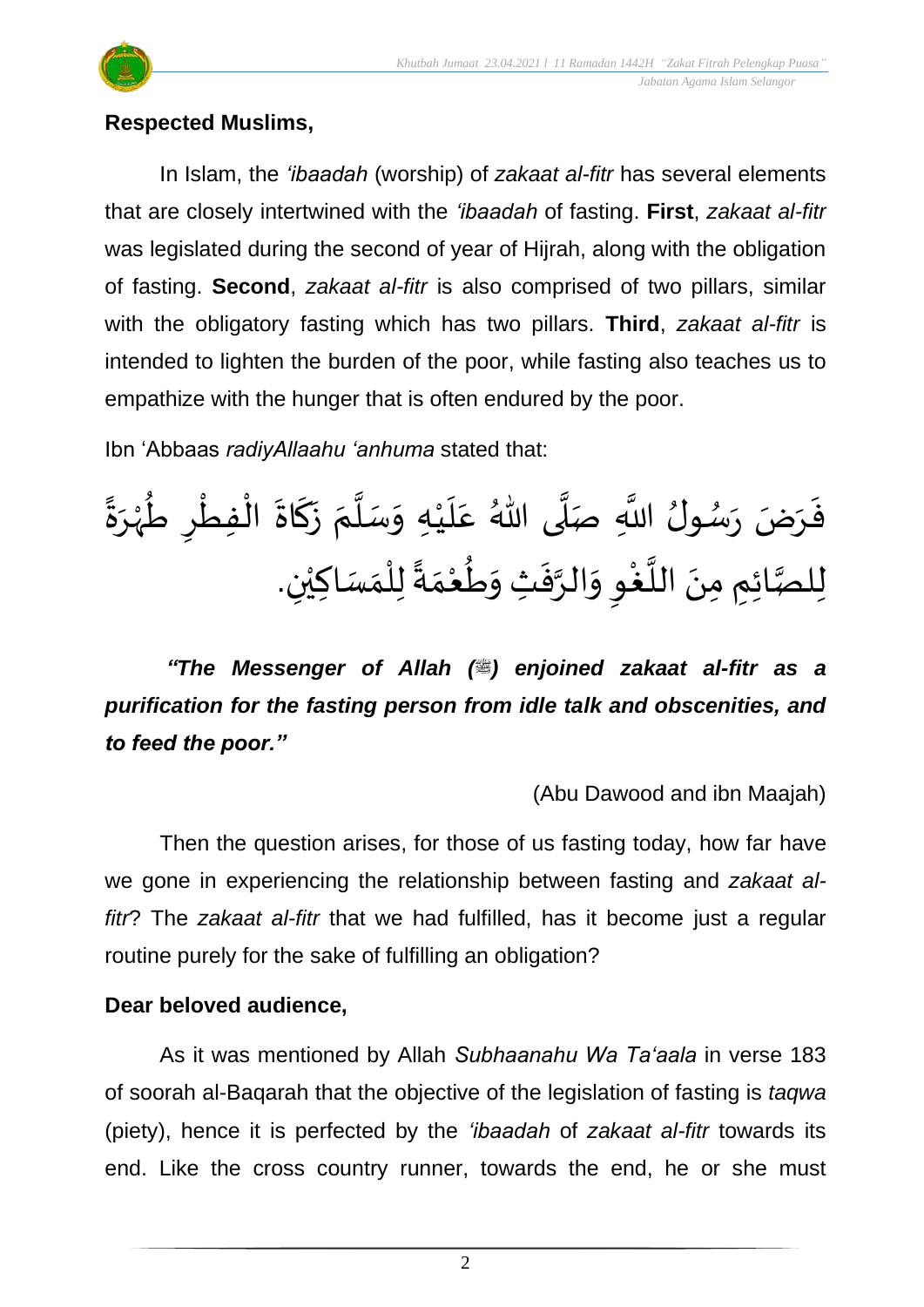**Respected Muslims,**

In Islam, the *'ibaadah* (worship) of *zakaat al-fitr* has several elements that are closely intertwined with the *'ibaadah* of fasting. **First**, *zakaat al-fitr* was legislated during the second of year of Hijrah, along with the obligation of fasting. **Second**, *zakaat al-fitr* is also comprised of two pillars, similar with the obligatory fasting which has two pillars. **Third**, *zakaat al-fitr* is intended to lighten the burden of the poor, while fasting also teaches us to empathize with the hunger that is often endured by the poor.

Ibn 'Abbaas *radiyAllaahu 'anhuma* stated that:

فَرَضَ رَسُولُ اللَّهِ صَلَّى اللهُ عَلَيْهِ وَسَلَّمَ زَكَاةَ الْفِطْرِ طُهْرَةً لِلصَّائِمِ مِنَ اللَّغْوِ وَالرَّفَثِ وَطُعْمَةً لِلْمَسَاكِيْنِ.

***"The Messenger of Allah (ﷺ) enjoined zakaat al-fitr as a purification for the fasting person from idle talk and obscenities, and to feed the poor."***

(Abu Dawood and ibn Maajah)

Then the question arises, for those of us fasting today, how far have we gone in experiencing the relationship between fasting and *zakaat al-fitr*? The *zakaat al-fitr* that we had fulfilled, has it become just a regular routine purely for the sake of fulfilling an obligation?

**Dear beloved audience,**

As it was mentioned by Allah *Subhaanahu Wa Ta'aala* in verse 183 of soorah al-Baqarah that the objective of the legislation of fasting is *taqwa* (piety), hence it is perfected by the *'ibaadah* of *zakaat al-fitr* towards its end. Like the cross country runner, towards the end, he or she must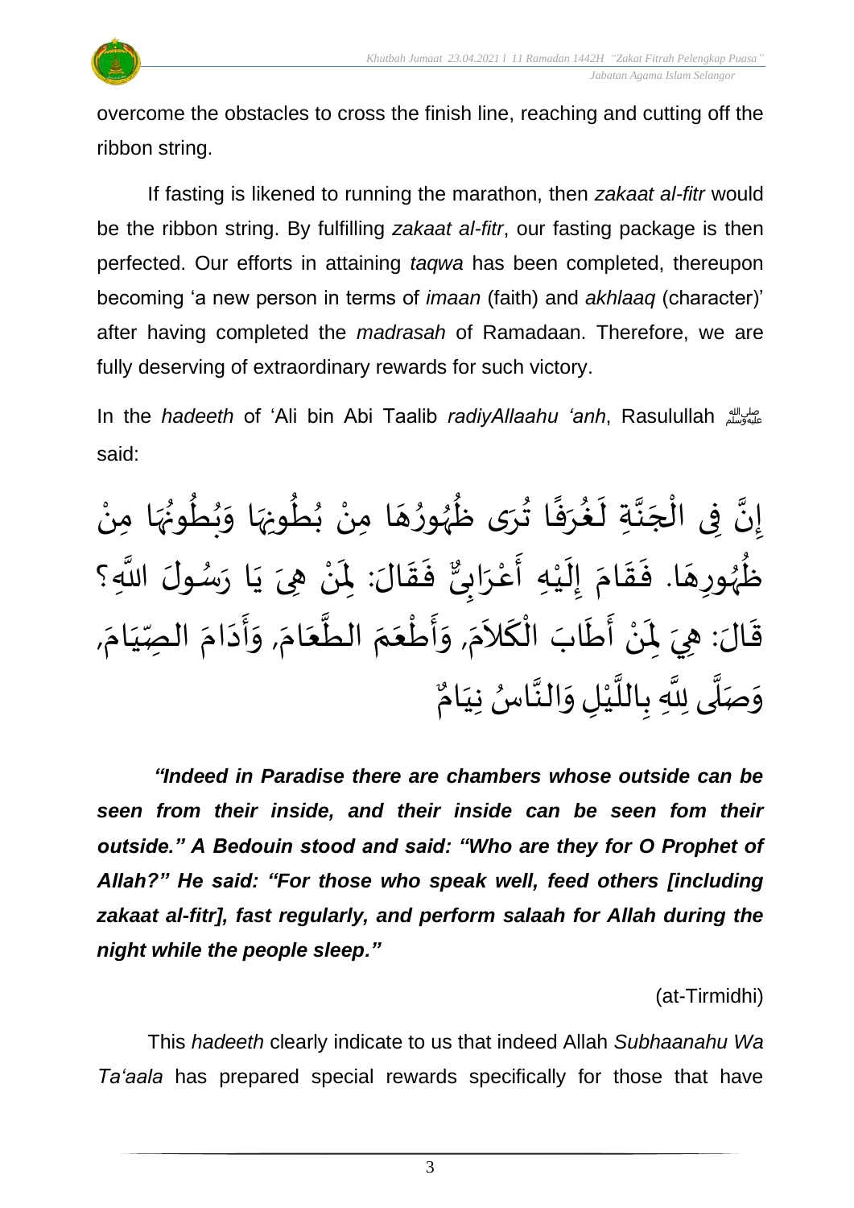overcome the obstacles to cross the finish line, reaching and cutting off the ribbon string.

If fasting is likened to running the marathon, then *zakaat al-fitr* would be the ribbon string. By fulfilling *zakaat al-fitr*, our fasting package is then perfected. Our efforts in attaining *taqwa* has been completed, thereupon becoming 'a new person in terms of *imaan* (faith) and *akhlaaq* (character)' after having completed the *madrasah* of Ramadaan. Therefore, we are fully deserving of extraordinary rewards for such victory.

In the *hadeeth* of 'Ali bin Abi Taalib *radiyAllaahu 'anh*, Rasulullah ﷺ said:

إِنَّ فِي الْجَنَّةِ لَغُرَفًا تُرَى ظُهُورُهَا مِنْ بُطُونِهَا وَبُطُونُهَا مِنْ ظُهُورِهَا. فَقَامَ إِلَيْهِ أَعْرَابِيٌّ فَقَالَ: لِمَنْ هِيَ يَا رَسُولَ اللَّهِ؟ قَالَ: هِيَ لِمَنْ أَطَابَ الْكَلاَمَ, وَأَطْعَمَ الطَّعَامَ, وَأَدَامَ الصِّيَامَ, وَصَلَّى لِلَّهِ بِاللَّيْلِ وَالنَّاسُ نِيَامٌ

***"Indeed in Paradise there are chambers whose outside can be seen from their inside, and their inside can be seen fom their outside." A Bedouin stood and said: "Who are they for O Prophet of Allah?" He said: "For those who speak well, feed others [including zakaat al-fitr], fast regularly, and perform salaah for Allah during the night while the people sleep."***

(at-Tirmidhi)

This *hadeeth* clearly indicate to us that indeed Allah *Subhaanahu Wa Ta'aala* has prepared special rewards specifically for those that have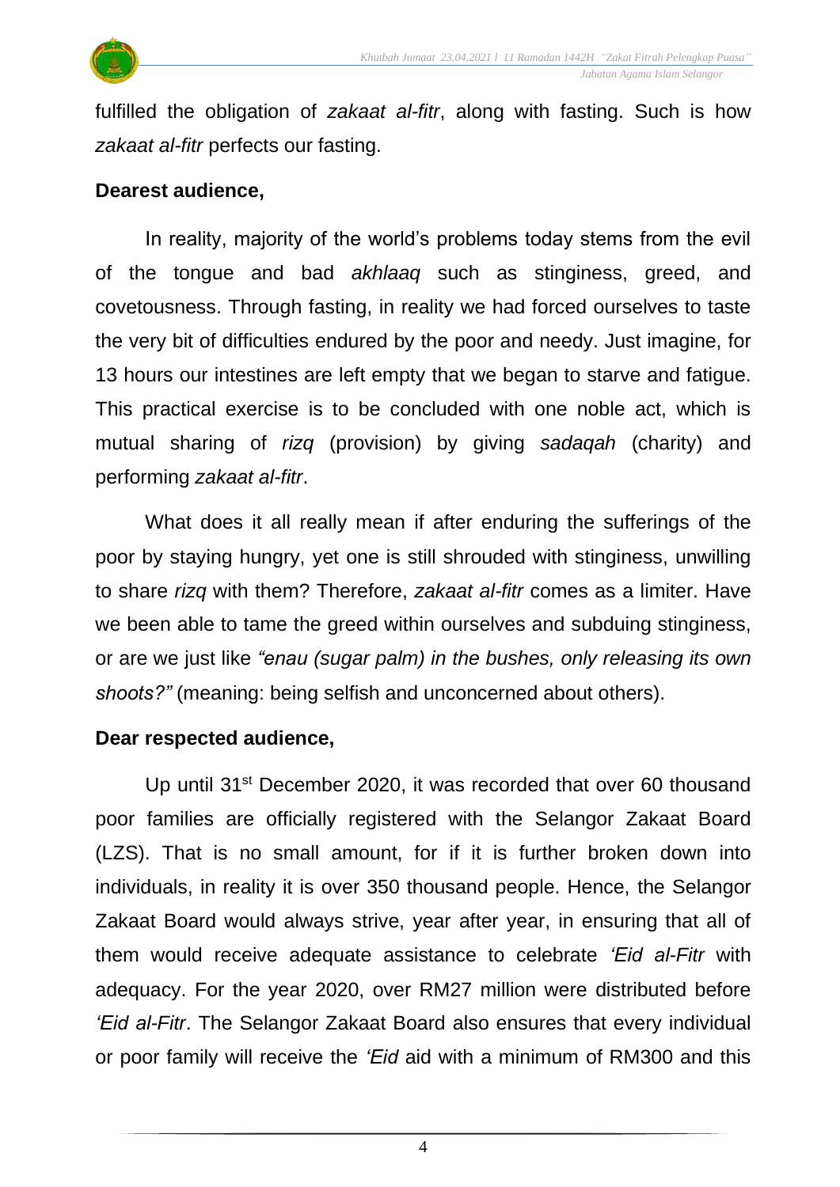fulfilled the obligation of *zakaat al-fitr*, along with fasting. Such is how *zakaat al-fitr* perfects our fasting.

**Dearest audience,**

In reality, majority of the world's problems today stems from the evil of the tongue and bad *akhlaaq* such as stinginess, greed, and covetousness. Through fasting, in reality we had forced ourselves to taste the very bit of difficulties endured by the poor and needy. Just imagine, for 13 hours our intestines are left empty that we began to starve and fatigue. This practical exercise is to be concluded with one noble act, which is mutual sharing of *rizq* (provision) by giving *sadaqah* (charity) and performing *zakaat al-fitr*.

What does it all really mean if after enduring the sufferings of the poor by staying hungry, yet one is still shrouded with stinginess, unwilling to share *rizq* with them? Therefore, *zakaat al-fitr* comes as a limiter. Have we been able to tame the greed within ourselves and subduing stinginess, or are we just like *"enau (sugar palm) in the bushes, only releasing its own shoots?"* (meaning: being selfish and unconcerned about others).

**Dear respected audience,**

Up until 31st December 2020, it was recorded that over 60 thousand poor families are officially registered with the Selangor Zakaat Board (LZS). That is no small amount, for if it is further broken down into individuals, in reality it is over 350 thousand people. Hence, the Selangor Zakaat Board would always strive, year after year, in ensuring that all of them would receive adequate assistance to celebrate *'Eid al-Fitr* with adequacy. For the year 2020, over RM27 million were distributed before *'Eid al-Fitr*. The Selangor Zakaat Board also ensures that every individual or poor family will receive the *'Eid* aid with a minimum of RM300 and this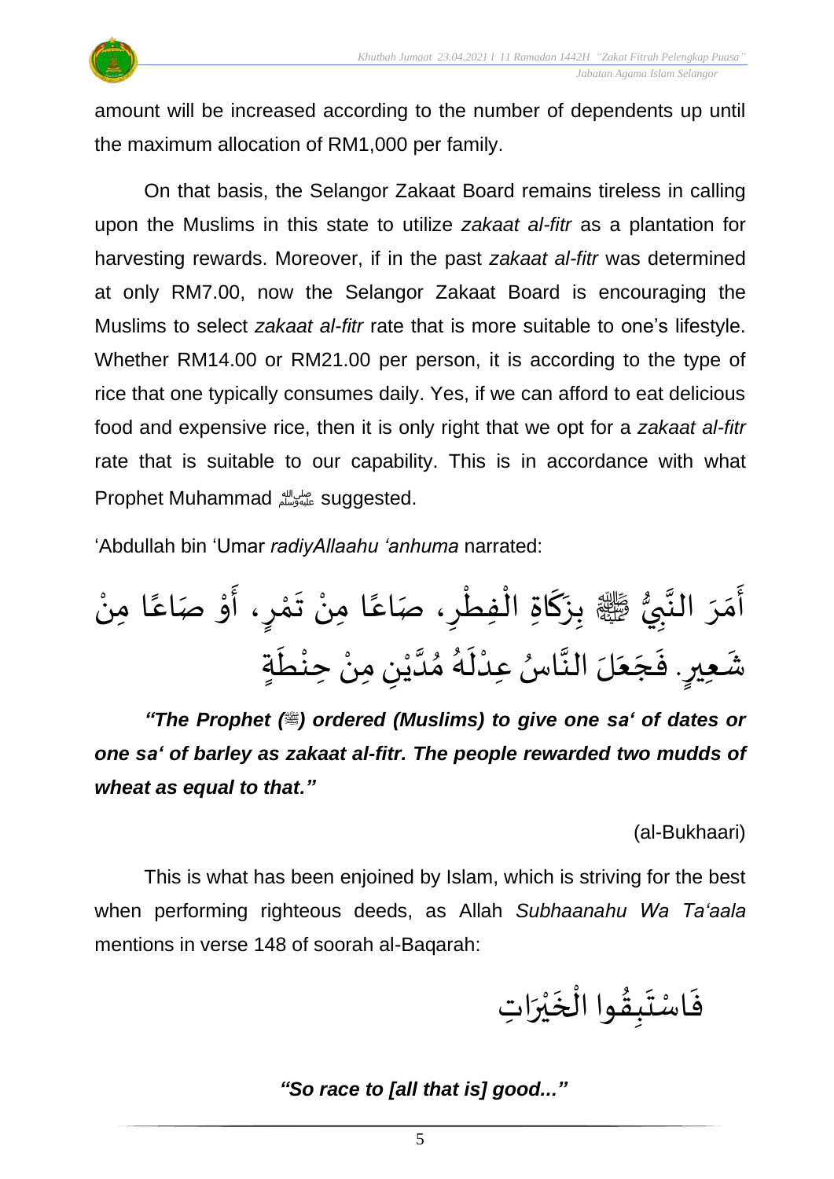amount will be increased according to the number of dependents up until the maximum allocation of RM1,000 per family.

On that basis, the Selangor Zakaat Board remains tireless in calling upon the Muslims in this state to utilize *zakaat al-fitr* as a plantation for harvesting rewards. Moreover, if in the past *zakaat al-fitr* was determined at only RM7.00, now the Selangor Zakaat Board is encouraging the Muslims to select *zakaat al-fitr* rate that is more suitable to one's lifestyle. Whether RM14.00 or RM21.00 per person, it is according to the type of rice that one typically consumes daily. Yes, if we can afford to eat delicious food and expensive rice, then it is only right that we opt for a *zakaat al-fitr* rate that is suitable to our capability. This is in accordance with what Prophet Muhammad ﷺ suggested.

'Abdullah bin 'Umar *radiyAllaahu 'anhuma* narrated:

أَمَرَ النَّبِيُّ ﷺ بِزَكَاةِ الْفِطْرِ، صَاعًا مِنْ تَمْرٍ، أَوْ صَاعًا مِنْ شَعِيرٍ. فَجَعَلَ النَّاسُ عِدْلَهُ مُدَّيْنِ مِنْ حِنْطَةٍ

***"The Prophet (ﷺ) ordered (Muslims) to give one sa' of dates or one sa' of barley as zakaat al-fitr. The people rewarded two mudds of wheat as equal to that."***

(al-Bukhaari)

This is what has been enjoined by Islam, which is striving for the best when performing righteous deeds, as Allah *Subhaanahu Wa Ta'aala* mentions in verse 148 of soorah al-Baqarah:

فَاسْتَبِقُوا الْخَيْرَاتِ

***"So race to [all that is] good..."***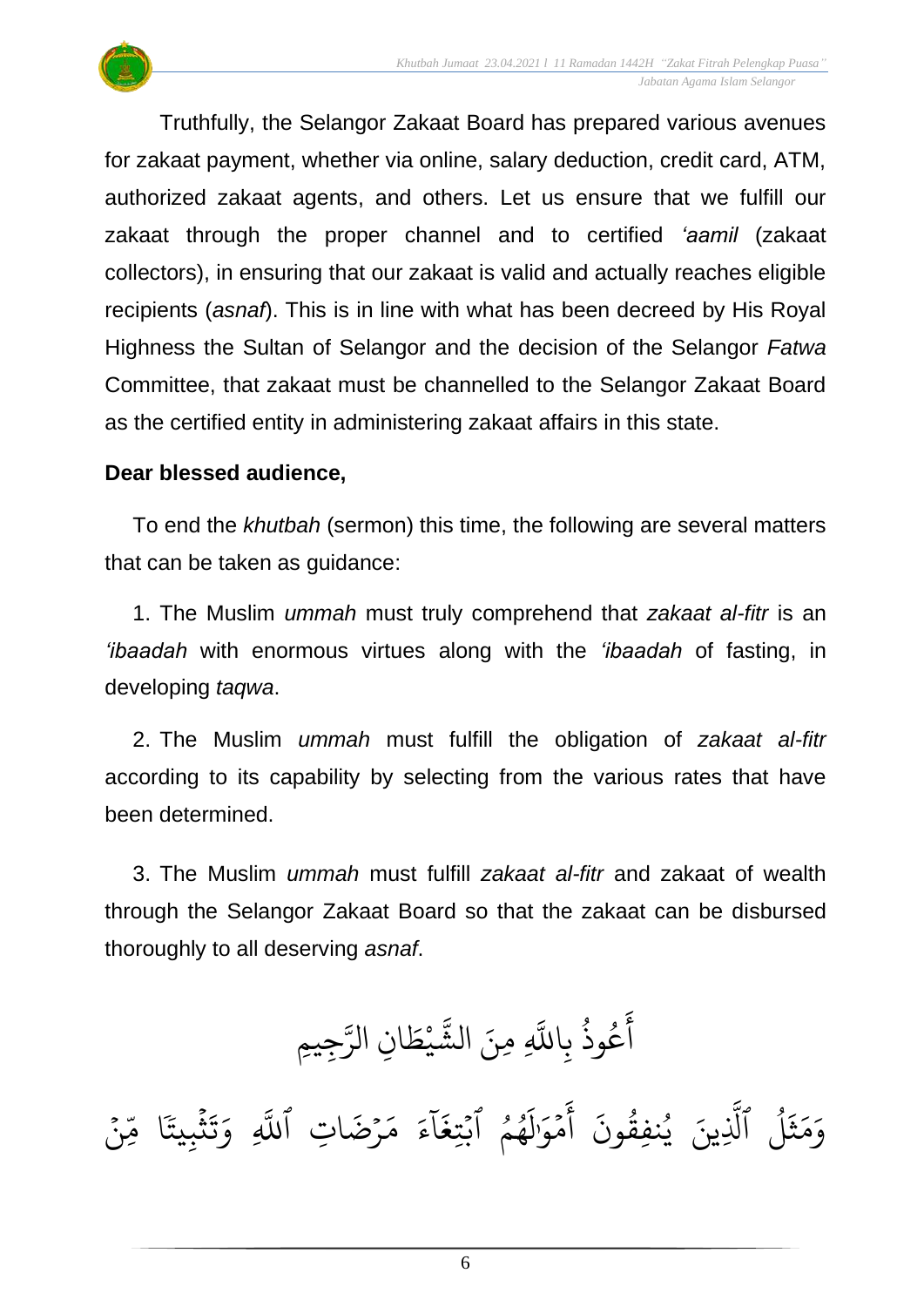Truthfully, the Selangor Zakaat Board has prepared various avenues for zakaat payment, whether via online, salary deduction, credit card, ATM, authorized zakaat agents, and others. Let us ensure that we fulfill our zakaat through the proper channel and to certified *'aamil* (zakaat collectors), in ensuring that our zakaat is valid and actually reaches eligible recipients (*asnaf*). This is in line with what has been decreed by His Royal Highness the Sultan of Selangor and the decision of the Selangor *Fatwa* Committee, that zakaat must be channelled to the Selangor Zakaat Board as the certified entity in administering zakaat affairs in this state.

**Dear blessed audience,**

To end the *khutbah* (sermon) this time, the following are several matters that can be taken as guidance:

1. The Muslim *ummah* must truly comprehend that *zakaat al-fitr* is an *'ibaadah* with enormous virtues along with the *'ibaadah* of fasting, in developing *taqwa*.

2. The Muslim *ummah* must fulfill the obligation of *zakaat al-fitr* according to its capability by selecting from the various rates that have been determined.

3. The Muslim *ummah* must fulfill *zakaat al-fitr* and zakaat of wealth through the Selangor Zakaat Board so that the zakaat can be disbursed thoroughly to all deserving *asnaf*.

أَعُوذُ بِاللَّهِ مِنَ الشَّيْطَانِ الرَّجِيمِ

وَمَثَلُ ٱلَّذِينَ يُنفِقُونَ أَمْوَٰلَهُمُ ٱبْتِغَآءَ مَرْضَاتِ ٱللَّهِ وَتَثْبِيتًا مِّنْ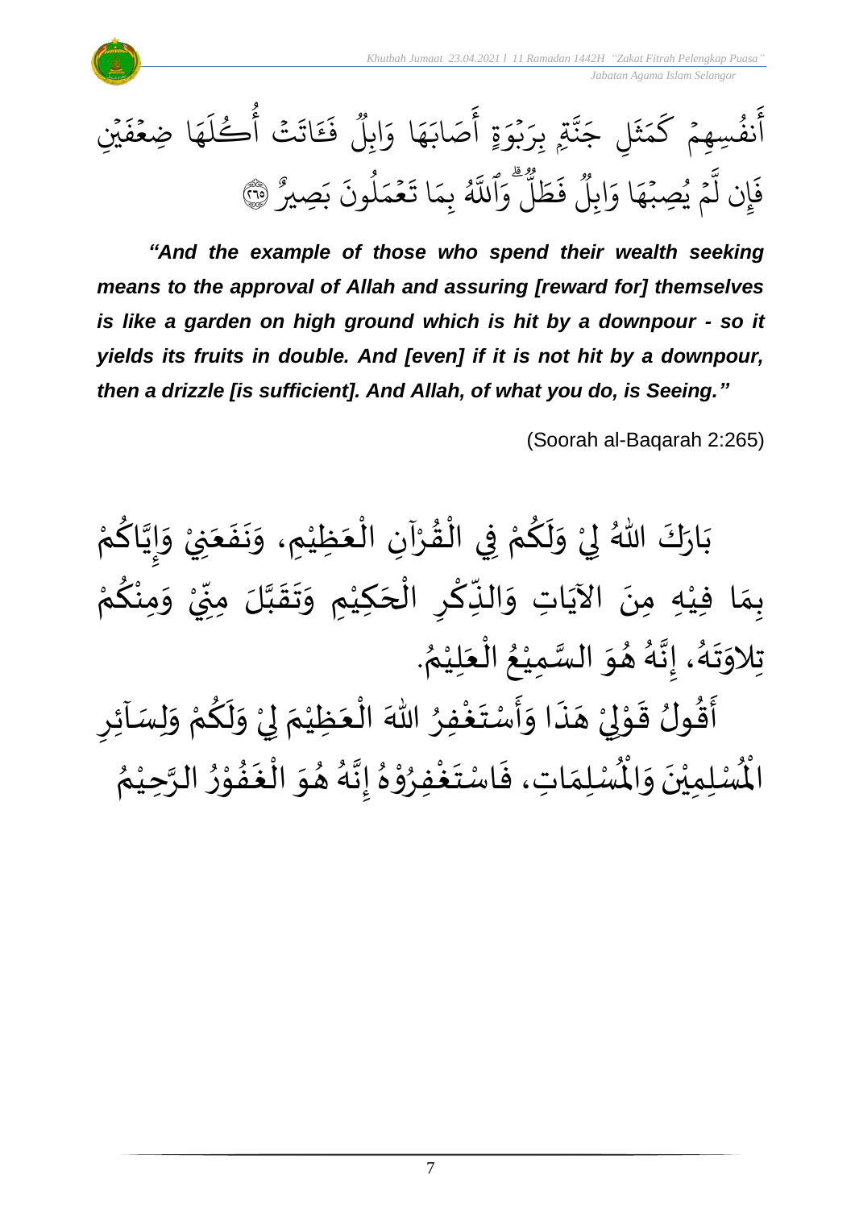أَنفُسِهِمۡ كَمَثَلِ جَنَّةِۭ بِرَبۡوَةٍ أَصَابَهَا وَابِلٌ فَـَٔاتَتۡ أُكُلَهَا ضِعۡفَيۡنِ فَإِن لَّمۡ يُصِبۡهَا وَابِلٌ فَطَلٌّۗ وَٱللَّهُ بِمَا تَعۡمَلُونَ بَصِيرٌ ﴿٢٦٥﴾

***"And the example of those who spend their wealth seeking means to the approval of Allah and assuring [reward for] themselves is like a garden on high ground which is hit by a downpour - so it yields its fruits in double. And [even] if it is not hit by a downpour, then a drizzle [is sufficient]. And Allah, of what you do, is Seeing."***

(Soorah al-Baqarah 2:265)

بَارَكَ اللهُ لِيْ وَلَكُمْ فِي الْقُرْآنِ الْعَظِيْمِ، وَنَفَعَنِيْ وَإِيَّاكُمْ بِمَا فِيْهِ مِنَ الآيَاتِ وَالذِّكْرِ الْحَكِيْمِ وَتَقَبَّلَ مِنِّيْ وَمِنْكُمْ تِلاوَتَهُ، إِنَّهُ هُوَ السَّمِيْعُ الْعَلِيْمُ.

أَقُولُ قَوْلِيْ هَذَا وَأَسْتَغْفِرُ اللهَ الْعَظِيْمَ لِيْ وَلَكُمْ وَلِسَآئِرِ الْمُسْلِمِيْنَ وَالْمُسْلِمَاتِ، فَاسْتَغْفِرُوْهُ إِنَّهُ هُوَ الْغَفُوْرُ الرَّحِيْمُ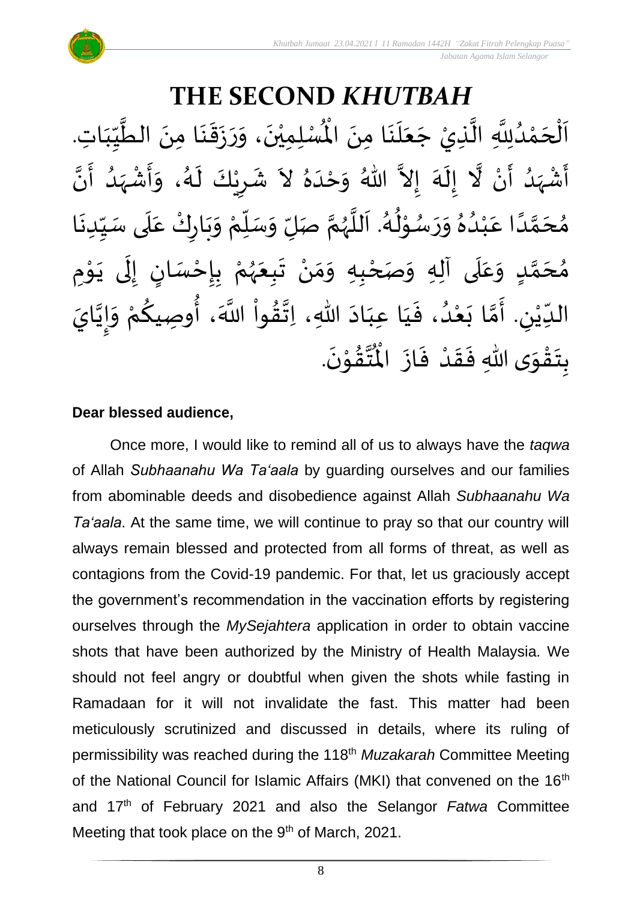# THE SECOND *KHUTBAH*

اَلْحَمْدُلِلَّهِ الَّذِيْ جَعَلَنَا مِنَ الْمُسْلِمِيْنَ، وَرَزَقَنَا مِنَ الطَّيِّبَاتِ. أَشْهَدُ أَنْ لَّا إِلَهَ إِلاَّ اللهُ وَحْدَهُ لاَ شَرِيْكَ لَهُ، وَأَشْهَدُ أَنَّ مُحَمَّدًا عَبْدُهُ وَرَسُوْلُهُ. اَللَّهُمَّ صَلِّ وَسَلِّمْ وَبَارِكْ عَلَى سَيِّدِنَا مُحَمَّدٍ وَعَلَى آلِهِ وَصَحْبِهِ وَمَنْ تَبِعَهُمْ بِإِحْسَانٍ إِلَى يَوْمِ الدِّيْنِ. أَمَّا بَعْدُ، فَيَا عِبَادَ اللهِ، اِتَّقُواْ اللَّهَ، أُوصِيكُمْ وَإِيَّايَ بِتَقْوَى اللهِ فَقَدْ فَازَ الْمُتَّقُوْنَ.

**Dear blessed audience,**

Once more, I would like to remind all of us to always have the *taqwa* of Allah *Subhaanahu Wa Ta'aala* by guarding ourselves and our families from abominable deeds and disobedience against Allah *Subhaanahu Wa Ta'aala*. At the same time, we will continue to pray so that our country will always remain blessed and protected from all forms of threat, as well as contagions from the Covid-19 pandemic. For that, let us graciously accept the government's recommendation in the vaccination efforts by registering ourselves through the *MySejahtera* application in order to obtain vaccine shots that have been authorized by the Ministry of Health Malaysia. We should not feel angry or doubtful when given the shots while fasting in Ramadaan for it will not invalidate the fast. This matter had been meticulously scrutinized and discussed in details, where its ruling of permissibility was reached during the 118th *Muzakarah* Committee Meeting of the National Council for Islamic Affairs (MKI) that convened on the 16th and 17th of February 2021 and also the Selangor *Fatwa* Committee Meeting that took place on the 9th of March, 2021.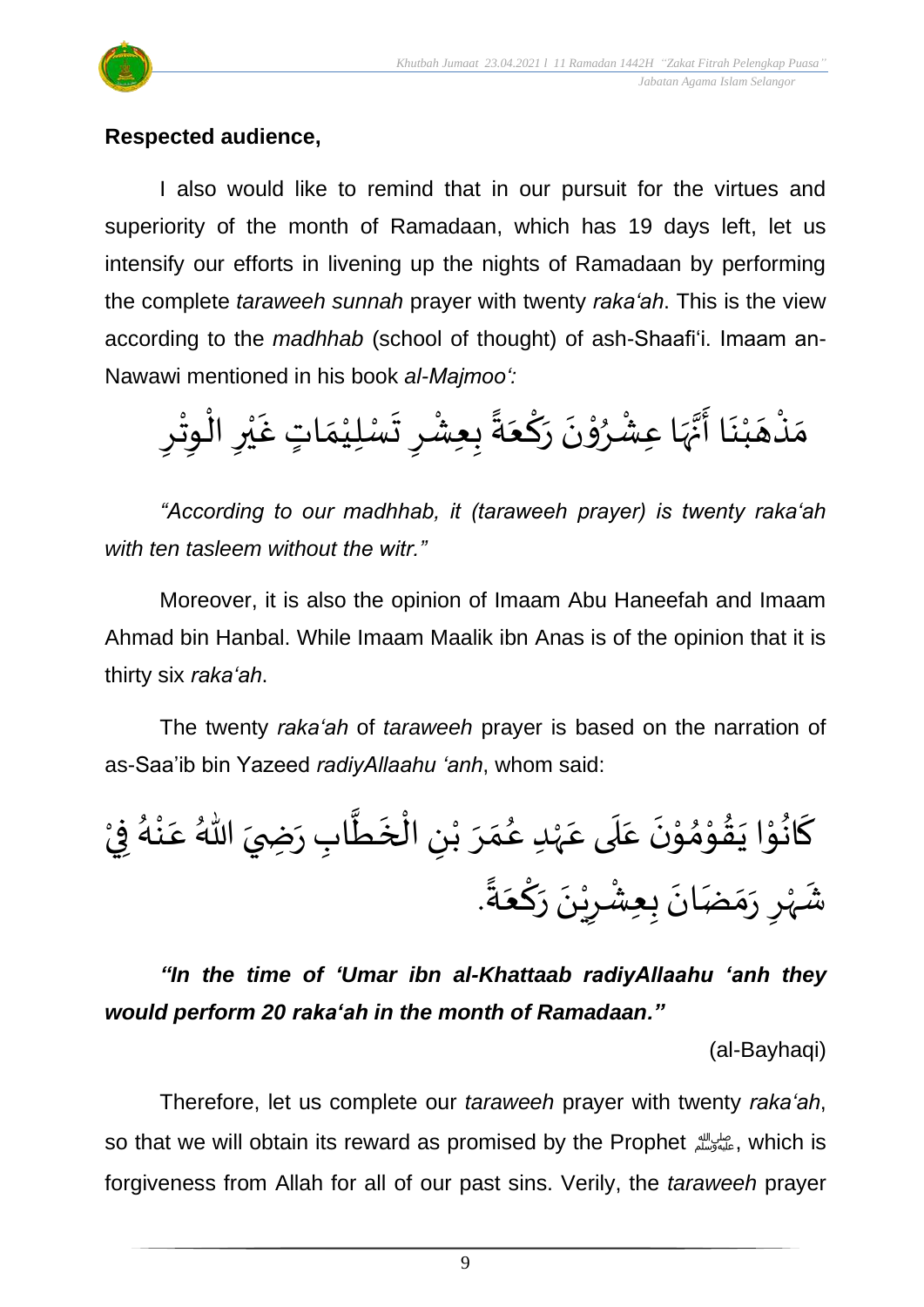**Respected audience,**

I also would like to remind that in our pursuit for the virtues and superiority of the month of Ramadaan, which has 19 days left, let us intensify our efforts in livening up the nights of Ramadaan by performing the complete *taraweeh sunnah* prayer with twenty *raka'ah*. This is the view according to the *madhhab* (school of thought) of ash-Shaafi'i. Imaam an-Nawawi mentioned in his book *al-Majmoo':*

مَذْهَبُنَا أَنَّهَا عِشْرُوْنَ رَكْعَةً بِعِشْرِ تَسْلِيْمَاتٍ غَيْرِ الْوِتْرِ

*"According to our madhhab, it (taraweeh prayer) is twenty raka'ah with ten tasleem without the witr."*

Moreover, it is also the opinion of Imaam Abu Haneefah and Imaam Ahmad bin Hanbal. While Imaam Maalik ibn Anas is of the opinion that it is thirty six *raka'ah*.

The twenty *raka'ah* of *taraweeh* prayer is based on the narration of as-Saa'ib bin Yazeed *radiyAllaahu 'anh*, whom said:

كَانُوْا يَقُوْمُوْنَ عَلَى عَهْدِ عُمَرَ بْنِ الْخَطَّابِ رَضِيَ اللهُ عَنْهُ فِيْ شَهْرِ رَمَضَانَ بِعِشْرِيْنَ رَكْعَةً.

***"In the time of 'Umar ibn al-Khattaab radiyAllaahu 'anh they would perform 20 raka'ah in the month of Ramadaan."***

(al-Bayhaqi)

Therefore, let us complete our *taraweeh* prayer with twenty *raka'ah*, so that we will obtain its reward as promised by the Prophet ﷺ, which is forgiveness from Allah for all of our past sins. Verily, the *taraweeh* prayer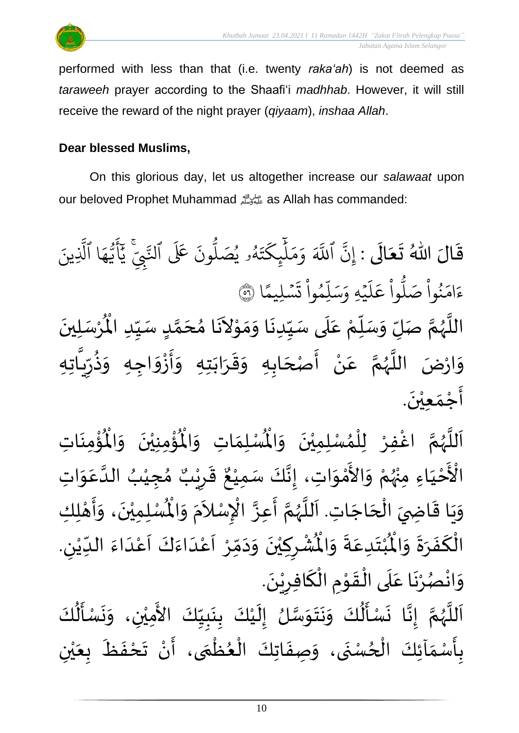performed with less than that (i.e. twenty *raka'ah*) is not deemed as *taraweeh* prayer according to the Shaafi'i *madhhab*. However, it will still receive the reward of the night prayer (*qiyaam*), *inshaa Allah*.

**Dear blessed Muslims,**

On this glorious day, let us altogether increase our *salawaat* upon our beloved Prophet Muhammad ﷺ as Allah has commanded:

قَالَ اللهُ تَعَالَى : إِنَّ ٱللَّهَ وَمَلَٰٓئِكَتَهُۥ يُصَلُّونَ عَلَى ٱلنَّبِيِّۚ يَٰٓأَيُّهَا ٱلَّذِينَ ءَامَنُواْ صَلُّواْ عَلَيْهِ وَسَلِّمُواْ تَسْلِيمًا ﴿٥٦﴾

اللَّهُمَّ صَلِّ وَسَلِّمْ عَلَى سَيِّدِنَا وَمَوْلاَنَا مُحَمَّدٍ سَيِّدِ الْمُرْسَلِينَ وَارْضَ اللَّهُمَّ عَنْ أَصْحَابِهِ وَقَرَابَتِهِ وَأَزْوَاجِهِ وَذُرِّيَّاتِهِ أَجْمَعِيْنَ.

اَللَّهُمَّ اغْفِرْ لِلْمُسْلِمِيْنَ وَالْمُسْلِمَاتِ وَالْمُؤْمِنِيْنَ وَالْمُؤْمِنَاتِ الْأَحْيَاءِ مِنْهُمْ وَالأَمْوَاتِ، إِنَّكَ سَمِيْعٌ قَرِيْبٌ مُجِيْبُ الدَّعَوَاتِ وَيَا قَاضِيَ الْحَاجَاتِ. اَللَّهُمَّ أَعِزَّ الْإِسْلاَمَ وَالْمُسْلِمِيْنَ، وَأَهْلِكِ الْكَفَرَةَ وَالْمُبْتَدِعَةَ وَالْمُشْرِكِيْنَ وَدَمِّرْ اَعْدَاءَكَ اَعْدَاءَ الدِّيْنِ. وَانْصُرْنَا عَلَى الْقَوْمِ الْكَافِرِيْنَ.

اَللَّهُمَّ إِنَّا نَسْأَلُكَ وَنَتَوَسَّلُ إِلَيْكَ بِنَبِيِّكَ الأَمِيْنِ، وَنَسْأَلُكَ بِأَسْمَآئِكَ الْحُسْنَى، وَصِفَاتِكَ الْعُظْمَى، أَنْ تَحْفَظَ بِعَيْنِ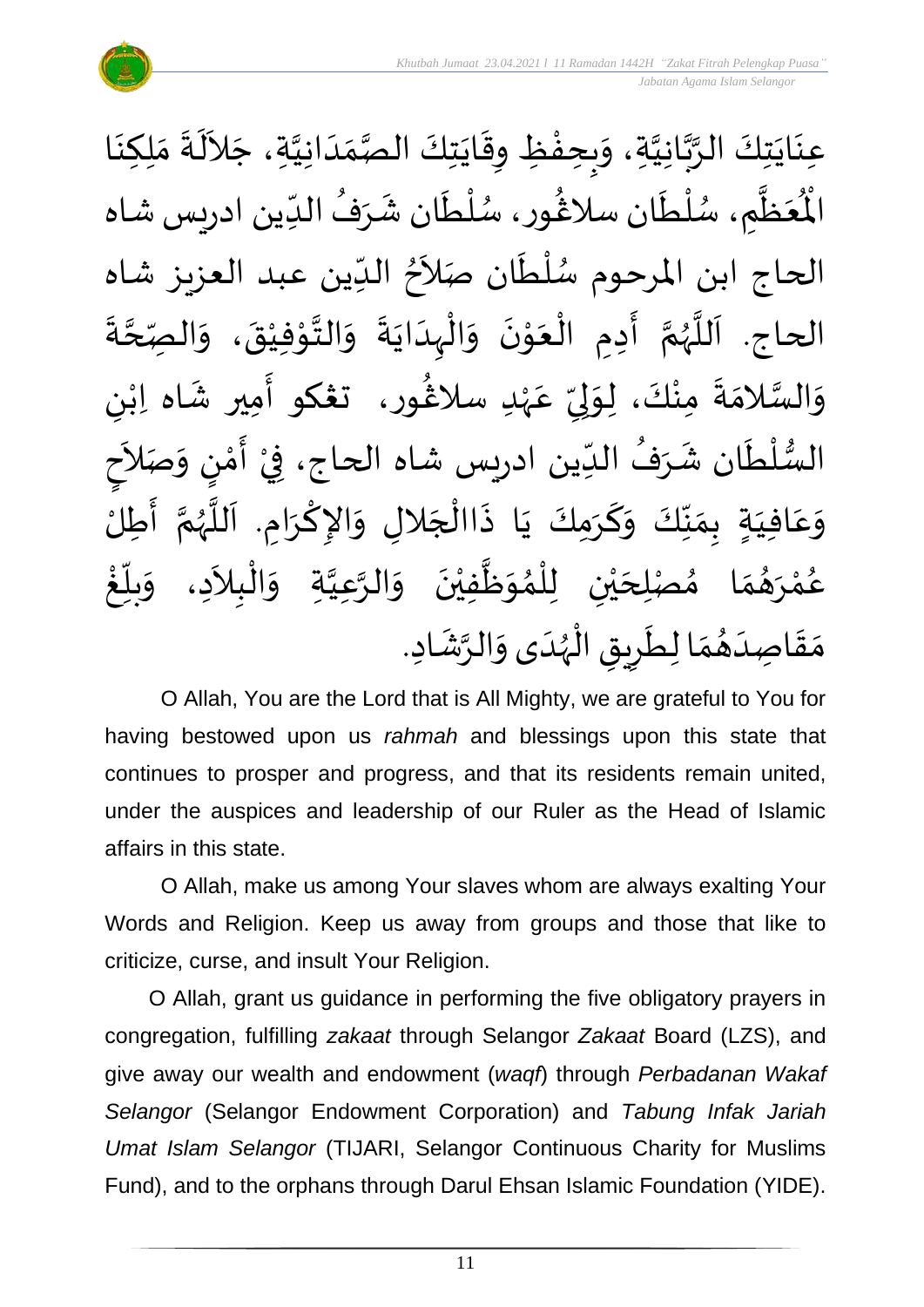عِنَايَتِكَ الرَّبَّانِيَّةِ، وَبِحِفْظِ وِقَايَتِكَ الصَّمَدَانِيَّةِ، جَلاَلَةَ مَلِكِنَا الْمُعَظَّمِ، سُلْطَان سلاڠُور، سُلْطَان شَرَفُ الدِّين ادريس شاه الحاج ابن المرحوم سُلْطَان صَلاَحُ الدِّين عبد العزيز شاه الحاج. اَللَّهُمَّ أَدِمِ الْعَوْنَ وَالْهِدَايَةَ وَالتَّوْفِيْقَ، وَالصِّحَّةَ وَالسَّلامَةَ مِنْكَ، لِوَلِيِّ عَهْدِ سلاڠُور، تڠكو أَمِير شَاه اِبْنِ السُّلْطَان شَرَفُ الدِّين ادريس شاه الحاج، فِيْ أَمْنٍ وَصَلاَحٍ وَعَافِيَةٍ بِمَنِّكَ وَكَرَمِكَ يَا ذَاالْجَلالِ وَالإِكْرَامِ. اَللَّهُمَّ أَطِلْ عُمْرَهُمَا مُصْلِحَيْنِ لِلْمُوَظَّفِيْنَ وَالرَّعِيَّةِ وَالْبِلاَدِ، وَبَلِّغْ مَقَاصِدَهُمَا لِطَرِيقِ الْهُدَى وَالرَّشَادِ.

O Allah, You are the Lord that is All Mighty, we are grateful to You for having bestowed upon us *rahmah* and blessings upon this state that continues to prosper and progress, and that its residents remain united, under the auspices and leadership of our Ruler as the Head of Islamic affairs in this state.

O Allah, make us among Your slaves whom are always exalting Your Words and Religion. Keep us away from groups and those that like to criticize, curse, and insult Your Religion.

O Allah, grant us guidance in performing the five obligatory prayers in congregation, fulfilling *zakaat* through Selangor *Zakaat* Board (LZS), and give away our wealth and endowment (*waqf*) through *Perbadanan Wakaf Selangor* (Selangor Endowment Corporation) and *Tabung Infak Jariah Umat Islam Selangor* (TIJARI, Selangor Continuous Charity for Muslims Fund), and to the orphans through Darul Ehsan Islamic Foundation (YIDE).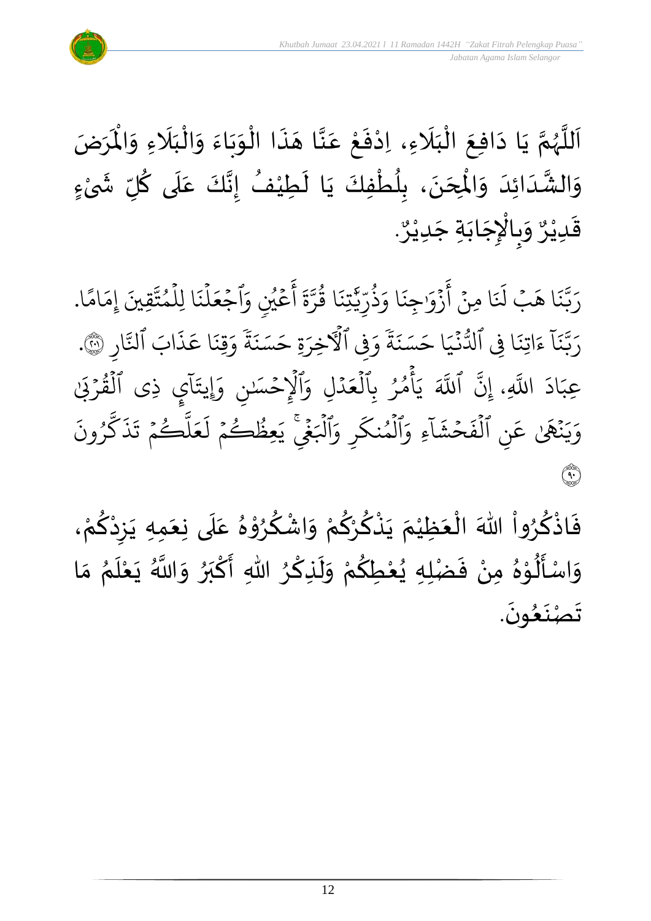اَللَّهُمَّ يَا دَافِعَ الْبَلَاءِ، اِدْفَعْ عَنَّا هَذَا الْوَبَاءَ وَالْبَلَاءِ وَالْمَرَضَ وَالشَّدَائِدَ وَالْمِحَنَ، بِلُطْفِكَ يَا لَطِيْفُ إِنَّكَ عَلَى كُلِّ شَيْءٍ قَدِيْرٌ وَبِالْإِجَابَةِ جَدِيْرٌ.

رَبَّنَا هَبْ لَنَا مِنْ أَزْوَٰجِنَا وَذُرِّيَّٰتِنَا قُرَّةَ أَعْيُنٍ وَٱجْعَلْنَا لِلْمُتَّقِينَ إِمَامًا. رَبَّنَآ ءَاتِنَا فِي ٱلدُّنْيَا حَسَنَةً وَفِي ٱلْءَاخِرَةِ حَسَنَةً وَقِنَا عَذَابَ ٱلنَّارِ ﴿٢٠١﴾. عِبَادَ اللَّهِ، إِنَّ ٱللَّهَ يَأْمُرُ بِٱلْعَدْلِ وَٱلْإِحْسَٰنِ وَإِيتَآيِٕ ذِى ٱلْقُرْبَىٰ وَيَنْهَىٰ عَنِ ٱلْفَحْشَآءِ وَٱلْمُنكَرِ وَٱلْبَغْيِۚ يَعِظُكُمْ لَعَلَّكُمْ تَذَكَّرُونَ ﴿٩٠﴾

فَاذْكُرُواْ اللهَ الْعَظِيْمَ يَذْكُرْكُمْ وَاشْكُرُوْهُ عَلَى نِعَمِهِ يَزِدْكُمْ، وَاسْأَلُوْهُ مِنْ فَضْلِهِ يُعْطِكُمْ وَلَذِكْرُ اللهِ أَكْبَرُ وَاللَّهُ يَعْلَمُ مَا تَصْنَعُونَ.